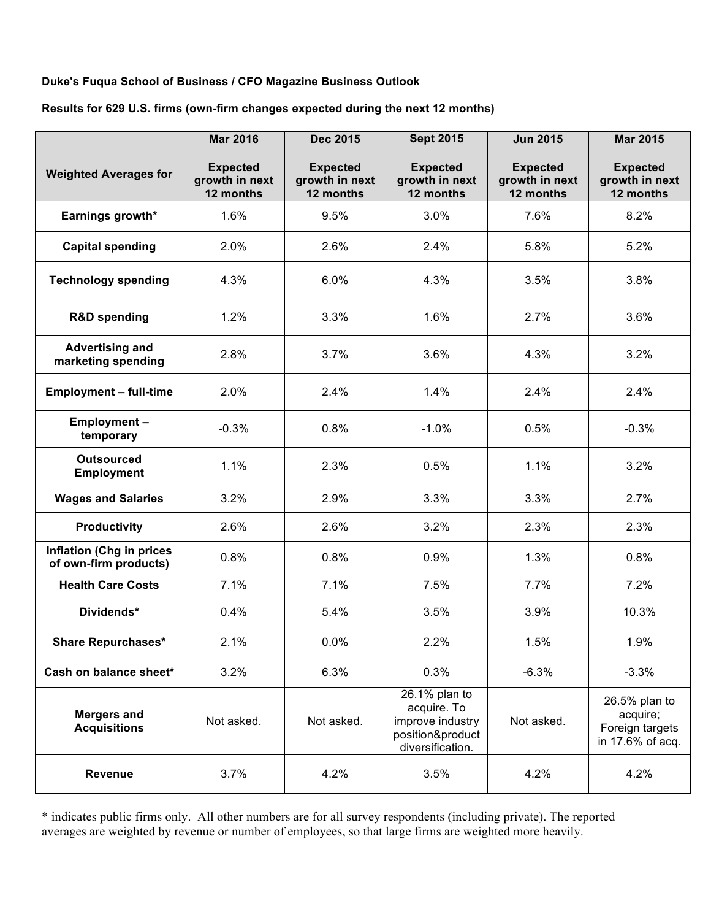**Duke's Fuqua School of Business / CFO Magazine Business Outlook**

**Results for 629 U.S. firms (own-firm changes expected during the next 12 months)**

| | Mar 2016 | Dec 2015 | Sept 2015 | Jun 2015 | Mar 2015 |
|---|---|---|---|---|---|
| **Weighted Averages for** | **Expected growth in next 12 months** | **Expected growth in next 12 months** | **Expected growth in next 12 months** | **Expected growth in next 12 months** | **Expected growth in next 12 months** |
| **Earnings growth*** | 1.6% | 9.5% | 3.0% | 7.6% | 8.2% |
| **Capital spending** | 2.0% | 2.6% | 2.4% | 5.8% | 5.2% |
| **Technology spending** | 4.3% | 6.0% | 4.3% | 3.5% | 3.8% |
| **R&D spending** | 1.2% | 3.3% | 1.6% | 2.7% | 3.6% |
| **Advertising and marketing spending** | 2.8% | 3.7% | 3.6% | 4.3% | 3.2% |
| **Employment – full-time** | 2.0% | 2.4% | 1.4% | 2.4% | 2.4% |
| **Employment – temporary** | -0.3% | 0.8% | -1.0% | 0.5% | -0.3% |
| **Outsourced Employment** | 1.1% | 2.3% | 0.5% | 1.1% | 3.2% |
| **Wages and Salaries** | 3.2% | 2.9% | 3.3% | 3.3% | 2.7% |
| **Productivity** | 2.6% | 2.6% | 3.2% | 2.3% | 2.3% |
| **Inflation (Chg in prices of own-firm products)** | 0.8% | 0.8% | 0.9% | 1.3% | 0.8% |
| **Health Care Costs** | 7.1% | 7.1% | 7.5% | 7.7% | 7.2% |
| **Dividends*** | 0.4% | 5.4% | 3.5% | 3.9% | 10.3% |
| **Share Repurchases*** | 2.1% | 0.0% | 2.2% | 1.5% | 1.9% |
| **Cash on balance sheet*** | 3.2% | 6.3% | 0.3% | -6.3% | -3.3% |
| **Mergers and Acquisitions** | Not asked. | Not asked. | 26.1% plan to acquire. To improve industry position&product diversification. | Not asked. | 26.5% plan to acquire; Foreign targets in 17.6% of acq. |
| **Revenue** | 3.7% | 4.2% | 3.5% | 4.2% | 4.2% |

* indicates public firms only. All other numbers are for all survey respondents (including private). The reported averages are weighted by revenue or number of employees, so that large firms are weighted more heavily.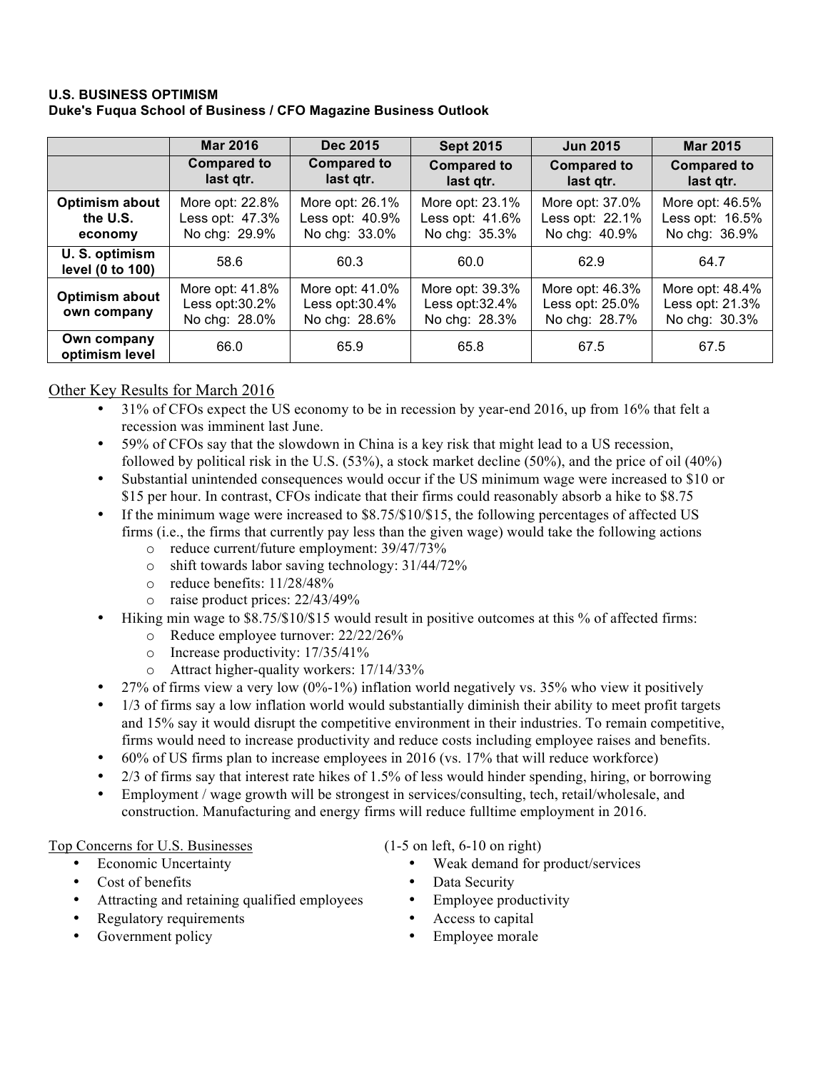**U.S. BUSINESS OPTIMISM**
**Duke's Fuqua School of Business / CFO Magazine Business Outlook**

| | Mar 2016 | Dec 2015 | Sept 2015 | Jun 2015 | Mar 2015 |
|---|---|---|---|---|---|
| | Compared to last qtr. | Compared to last qtr. | Compared to last qtr. | Compared to last qtr. | Compared to last qtr. |
| **Optimism about the U.S. economy** | More opt: 22.8%<br>Less opt: 47.3%<br>No chg: 29.9% | More opt: 26.1%<br>Less opt: 40.9%<br>No chg: 33.0% | More opt: 23.1%<br>Less opt: 41.6%<br>No chg: 35.3% | More opt: 37.0%<br>Less opt: 22.1%<br>No chg: 40.9% | More opt: 46.5%<br>Less opt: 16.5%<br>No chg: 36.9% |
| **U. S. optimism level (0 to 100)** | 58.6 | 60.3 | 60.0 | 62.9 | 64.7 |
| **Optimism about own company** | More opt: 41.8%<br>Less opt:30.2%<br>No chg: 28.0% | More opt: 41.0%<br>Less opt:30.4%<br>No chg: 28.6% | More opt: 39.3%<br>Less opt:32.4%<br>No chg: 28.3% | More opt: 46.3%<br>Less opt: 25.0%<br>No chg: 28.7% | More opt: 48.4%<br>Less opt: 21.3%<br>No chg: 30.3% |
| **Own company optimism level** | 66.0 | 65.9 | 65.8 | 67.5 | 67.5 |

Other Key Results for March 2016

- 31% of CFOs expect the US economy to be in recession by year-end 2016, up from 16% that felt a recession was imminent last June.
- 59% of CFOs say that the slowdown in China is a key risk that might lead to a US recession, followed by political risk in the U.S. (53%), a stock market decline (50%), and the price of oil (40%)
- Substantial unintended consequences would occur if the US minimum wage were increased to $10 or $15 per hour. In contrast, CFOs indicate that their firms could reasonably absorb a hike to $8.75
- If the minimum wage were increased to $8.75/$10/$15, the following percentages of affected US firms (i.e., the firms that currently pay less than the given wage) would take the following actions
  - reduce current/future employment: 39/47/73%
  - shift towards labor saving technology: 31/44/72%
  - reduce benefits: 11/28/48%
  - raise product prices: 22/43/49%
- Hiking min wage to $8.75/$10/$15 would result in positive outcomes at this % of affected firms:
  - Reduce employee turnover: 22/22/26%
  - Increase productivity: 17/35/41%
  - Attract higher-quality workers: 17/14/33%
- 27% of firms view a very low (0%-1%) inflation world negatively vs. 35% who view it positively
- 1/3 of firms say a low inflation world would substantially diminish their ability to meet profit targets and 15% say it would disrupt the competitive environment in their industries. To remain competitive, firms would need to increase productivity and reduce costs including employee raises and benefits.
- 60% of US firms plan to increase employees in 2016 (vs. 17% that will reduce workforce)
- 2/3 of firms say that interest rate hikes of 1.5% of less would hinder spending, hiring, or borrowing
- Employment / wage growth will be strongest in services/consulting, tech, retail/wholesale, and construction. Manufacturing and energy firms will reduce fulltime employment in 2016.

Top Concerns for U.S. Businesses (1-5 on left, 6-10 on right)

- Economic Uncertainty
- Cost of benefits
- Attracting and retaining qualified employees
- Regulatory requirements
- Government policy
- Weak demand for product/services
- Data Security
- Employee productivity
- Access to capital
- Employee morale